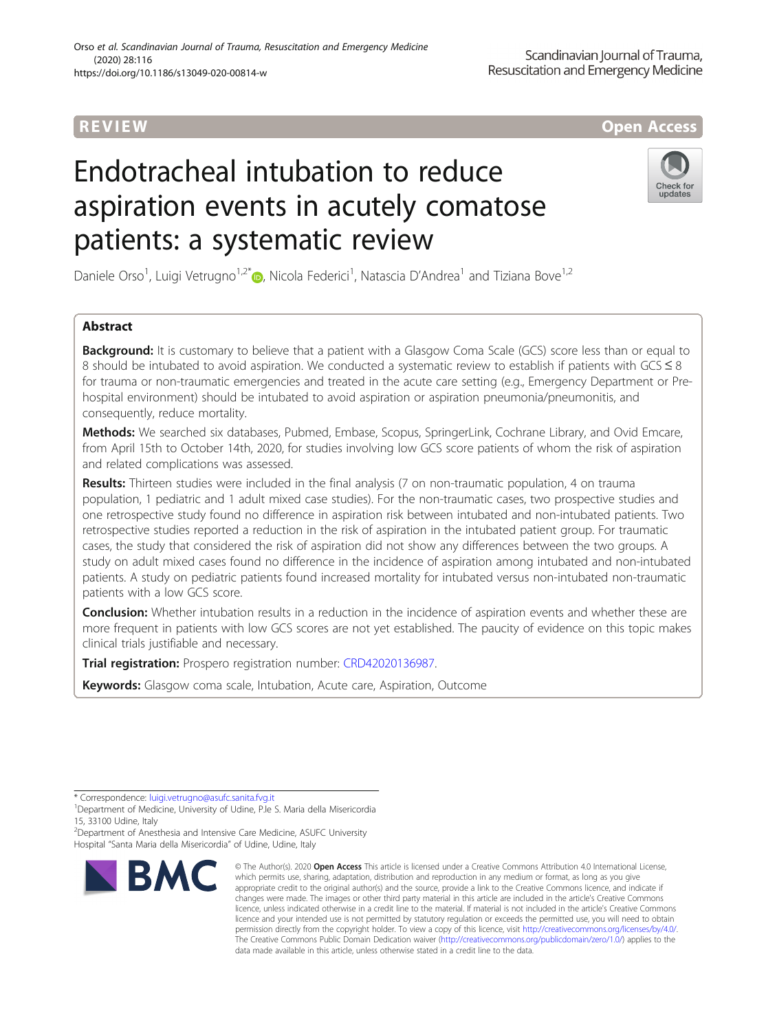REVIEW

Open Access

# Endotracheal intubation to reduce aspiration events in acutely comatose patients: a systematic review

Daniele Orso[1], Luigi Vetrugno[1,2*], Nicola Federici[1], Natascia D'Andrea[1] and Tiziana Bove[1,2]

## Abstract

**Background:** It is customary to believe that a patient with a Glasgow Coma Scale (GCS) score less than or equal to 8 should be intubated to avoid aspiration. We conducted a systematic review to establish if patients with GCS ≤ 8 for trauma or non-traumatic emergencies and treated in the acute care setting (e.g., Emergency Department or Pre-hospital environment) should be intubated to avoid aspiration or aspiration pneumonia/pneumonitis, and consequently, reduce mortality.

**Methods:** We searched six databases, Pubmed, Embase, Scopus, SpringerLink, Cochrane Library, and Ovid Emcare, from April 15th to October 14th, 2020, for studies involving low GCS score patients of whom the risk of aspiration and related complications was assessed.

**Results:** Thirteen studies were included in the final analysis (7 on non-traumatic population, 4 on trauma population, 1 pediatric and 1 adult mixed case studies). For the non-traumatic cases, two prospective studies and one retrospective study found no difference in aspiration risk between intubated and non-intubated patients. Two retrospective studies reported a reduction in the risk of aspiration in the intubated patient group. For traumatic cases, the study that considered the risk of aspiration did not show any differences between the two groups. A study on adult mixed cases found no difference in the incidence of aspiration among intubated and non-intubated patients. A study on pediatric patients found increased mortality for intubated versus non-intubated non-traumatic patients with a low GCS score.

**Conclusion:** Whether intubation results in a reduction in the incidence of aspiration events and whether these are more frequent in patients with low GCS scores are not yet established. The paucity of evidence on this topic makes clinical trials justifiable and necessary.

**Trial registration:** Prospero registration number: CRD42020136987.

**Keywords:** Glasgow coma scale, Intubation, Acute care, Aspiration, Outcome

\* Correspondence: luigi.vetrugno@asufc.sanita.fvg.it

[1]Department of Medicine, University of Udine, P.le S. Maria della Misericordia 15, 33100 Udine, Italy

[2]Department of Anesthesia and Intensive Care Medicine, ASUFC University Hospital "Santa Maria della Misericordia" of Udine, Udine, Italy

© The Author(s). 2020 **Open Access** This article is licensed under a Creative Commons Attribution 4.0 International License, which permits use, sharing, adaptation, distribution and reproduction in any medium or format, as long as you give appropriate credit to the original author(s) and the source, provide a link to the Creative Commons licence, and indicate if changes were made. The images or other third party material in this article are included in the article's Creative Commons licence, unless indicated otherwise in a credit line to the material. If material is not included in the article's Creative Commons licence and your intended use is not permitted by statutory regulation or exceeds the permitted use, you will need to obtain permission directly from the copyright holder. To view a copy of this licence, visit http://creativecommons.org/licenses/by/4.0/. The Creative Commons Public Domain Dedication waiver (http://creativecommons.org/publicdomain/zero/1.0/) applies to the data made available in this article, unless otherwise stated in a credit line to the data.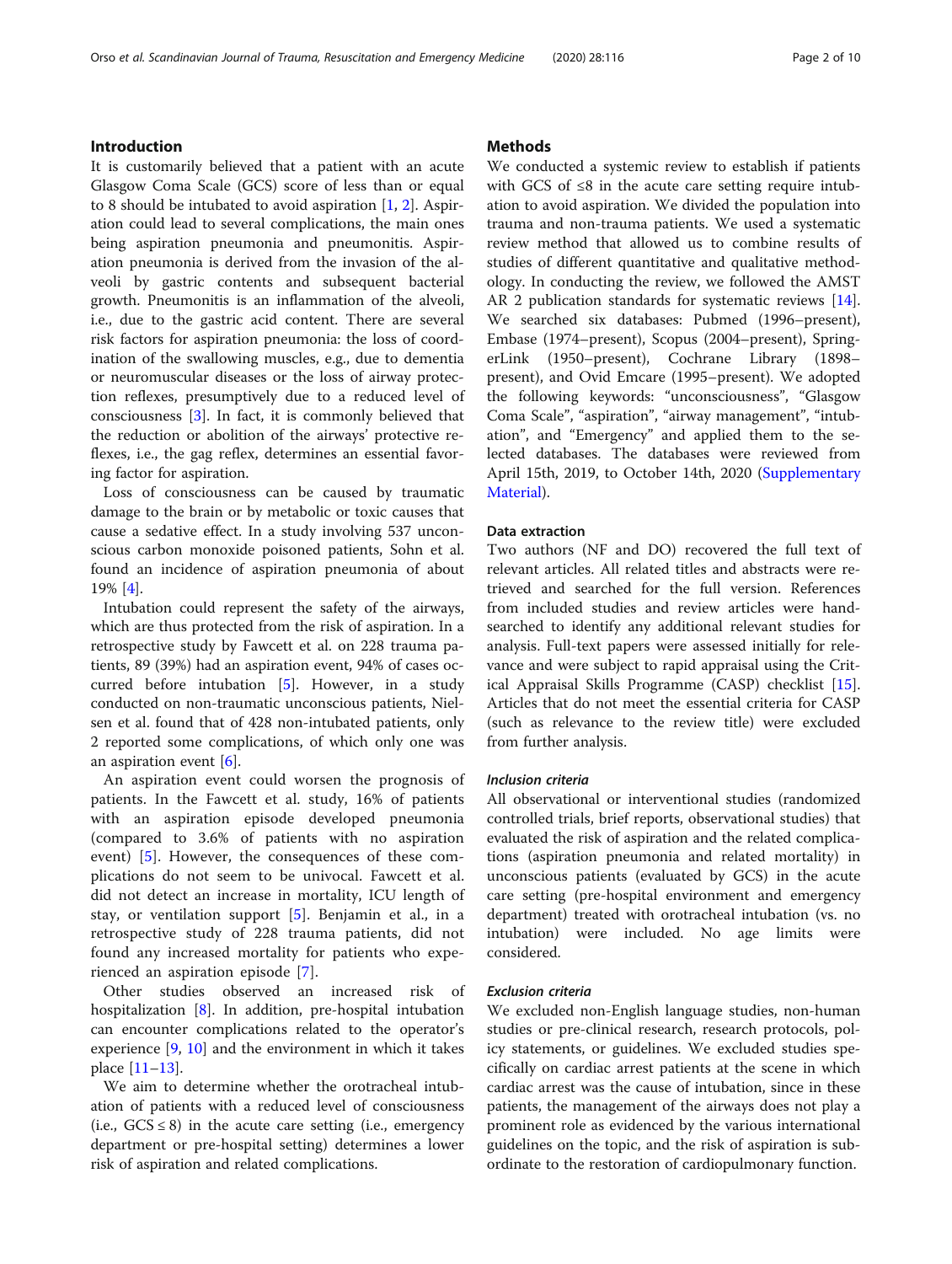## Introduction

It is customarily believed that a patient with an acute Glasgow Coma Scale (GCS) score of less than or equal to 8 should be intubated to avoid aspiration [1, 2]. Aspiration could lead to several complications, the main ones being aspiration pneumonia and pneumonitis. Aspiration pneumonia is derived from the invasion of the alveoli by gastric contents and subsequent bacterial growth. Pneumonitis is an inflammation of the alveoli, i.e., due to the gastric acid content. There are several risk factors for aspiration pneumonia: the loss of coordination of the swallowing muscles, e.g., due to dementia or neuromuscular diseases or the loss of airway protection reflexes, presumptively due to a reduced level of consciousness [3]. In fact, it is commonly believed that the reduction or abolition of the airways' protective reflexes, i.e., the gag reflex, determines an essential favoring factor for aspiration.

Loss of consciousness can be caused by traumatic damage to the brain or by metabolic or toxic causes that cause a sedative effect. In a study involving 537 unconscious carbon monoxide poisoned patients, Sohn et al. found an incidence of aspiration pneumonia of about 19% [4].

Intubation could represent the safety of the airways, which are thus protected from the risk of aspiration. In a retrospective study by Fawcett et al. on 228 trauma patients, 89 (39%) had an aspiration event, 94% of cases occurred before intubation [5]. However, in a study conducted on non-traumatic unconscious patients, Nielsen et al. found that of 428 non-intubated patients, only 2 reported some complications, of which only one was an aspiration event [6].

An aspiration event could worsen the prognosis of patients. In the Fawcett et al. study, 16% of patients with an aspiration episode developed pneumonia (compared to 3.6% of patients with no aspiration event) [5]. However, the consequences of these complications do not seem to be univocal. Fawcett et al. did not detect an increase in mortality, ICU length of stay, or ventilation support [5]. Benjamin et al., in a retrospective study of 228 trauma patients, did not found any increased mortality for patients who experienced an aspiration episode [7].

Other studies observed an increased risk of hospitalization [8]. In addition, pre-hospital intubation can encounter complications related to the operator's experience [9, 10] and the environment in which it takes place [11–13].

We aim to determine whether the orotracheal intubation of patients with a reduced level of consciousness (i.e., GCS ≤ 8) in the acute care setting (i.e., emergency department or pre-hospital setting) determines a lower risk of aspiration and related complications.

## Methods

We conducted a systemic review to establish if patients with GCS of ≤8 in the acute care setting require intubation to avoid aspiration. We divided the population into trauma and non-trauma patients. We used a systematic review method that allowed us to combine results of studies of different quantitative and qualitative methodology. In conducting the review, we followed the AMSTAR 2 publication standards for systematic reviews [14]. We searched six databases: Pubmed (1996–present), Embase (1974–present), Scopus (2004–present), SpringerLink (1950–present), Cochrane Library (1898–present), and Ovid Emcare (1995–present). We adopted the following keywords: "unconsciousness", "Glasgow Coma Scale", "aspiration", "airway management", "intubation", and "Emergency" and applied them to the selected databases. The databases were reviewed from April 15th, 2019, to October 14th, 2020 (Supplementary Material).

### Data extraction

Two authors (NF and DO) recovered the full text of relevant articles. All related titles and abstracts were retrieved and searched for the full version. References from included studies and review articles were hand-searched to identify any additional relevant studies for analysis. Full-text papers were assessed initially for relevance and were subject to rapid appraisal using the Critical Appraisal Skills Programme (CASP) checklist [15]. Articles that do not meet the essential criteria for CASP (such as relevance to the review title) were excluded from further analysis.

#### *Inclusion criteria*

All observational or interventional studies (randomized controlled trials, brief reports, observational studies) that evaluated the risk of aspiration and the related complications (aspiration pneumonia and related mortality) in unconscious patients (evaluated by GCS) in the acute care setting (pre-hospital environment and emergency department) treated with orotracheal intubation (vs. no intubation) were included. No age limits were considered.

#### *Exclusion criteria*

We excluded non-English language studies, non-human studies or pre-clinical research, research protocols, policy statements, or guidelines. We excluded studies specifically on cardiac arrest patients at the scene in which cardiac arrest was the cause of intubation, since in these patients, the management of the airways does not play a prominent role as evidenced by the various international guidelines on the topic, and the risk of aspiration is subordinate to the restoration of cardiopulmonary function.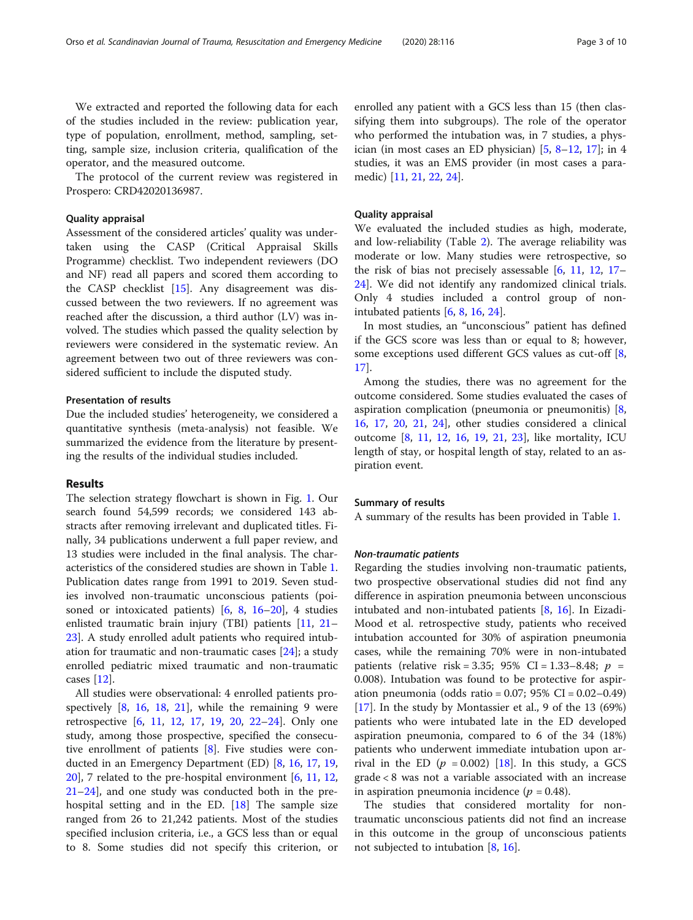We extracted and reported the following data for each of the studies included in the review: publication year, type of population, enrollment, method, sampling, setting, sample size, inclusion criteria, qualification of the operator, and the measured outcome.

The protocol of the current review was registered in Prospero: CRD42020136987.

### Quality appraisal

Assessment of the considered articles' quality was undertaken using the CASP (Critical Appraisal Skills Programme) checklist. Two independent reviewers (DO and NF) read all papers and scored them according to the CASP checklist [15]. Any disagreement was discussed between the two reviewers. If no agreement was reached after the discussion, a third author (LV) was involved. The studies which passed the quality selection by reviewers were considered in the systematic review. An agreement between two out of three reviewers was considered sufficient to include the disputed study.

### Presentation of results

Due the included studies' heterogeneity, we considered a quantitative synthesis (meta-analysis) not feasible. We summarized the evidence from the literature by presenting the results of the individual studies included.

## Results

The selection strategy flowchart is shown in Fig. 1. Our search found 54,599 records; we considered 143 abstracts after removing irrelevant and duplicated titles. Finally, 34 publications underwent a full paper review, and 13 studies were included in the final analysis. The characteristics of the considered studies are shown in Table 1. Publication dates range from 1991 to 2019. Seven studies involved non-traumatic unconscious patients (poisoned or intoxicated patients) [6, 8, 16–20], 4 studies enlisted traumatic brain injury (TBI) patients [11, 21–23]. A study enrolled adult patients who required intubation for traumatic and non-traumatic cases [24]; a study enrolled pediatric mixed traumatic and non-traumatic cases [12].

All studies were observational: 4 enrolled patients prospectively [8, 16, 18, 21], while the remaining 9 were retrospective [6, 11, 12, 17, 19, 20, 22–24]. Only one study, among those prospective, specified the consecutive enrollment of patients [8]. Five studies were conducted in an Emergency Department (ED) [8, 16, 17, 19, 20], 7 related to the pre-hospital environment [6, 11, 12, 21–24], and one study was conducted both in the prehospital setting and in the ED. [18] The sample size ranged from 26 to 21,242 patients. Most of the studies specified inclusion criteria, i.e., a GCS less than or equal to 8. Some studies did not specify this criterion, or enrolled any patient with a GCS less than 15 (then classifying them into subgroups). The role of the operator who performed the intubation was, in 7 studies, a physician (in most cases an ED physician) [5, 8–12, 17]; in 4 studies, it was an EMS provider (in most cases a paramedic) [11, 21, 22, 24].

### Quality appraisal

We evaluated the included studies as high, moderate, and low-reliability (Table 2). The average reliability was moderate or low. Many studies were retrospective, so the risk of bias not precisely assessable [6, 11, 12, 17–24]. We did not identify any randomized clinical trials. Only 4 studies included a control group of non-intubated patients [6, 8, 16, 24].

In most studies, an "unconscious" patient has defined if the GCS score was less than or equal to 8; however, some exceptions used different GCS values as cut-off [8, 17].

Among the studies, there was no agreement for the outcome considered. Some studies evaluated the cases of aspiration complication (pneumonia or pneumonitis) [8, 16, 17, 20, 21, 24], other studies considered a clinical outcome [8, 11, 12, 16, 19, 21, 23], like mortality, ICU length of stay, or hospital length of stay, related to an aspiration event.

### Summary of results

A summary of the results has been provided in Table 1.

#### *Non-traumatic patients*

Regarding the studies involving non-traumatic patients, two prospective observational studies did not find any difference in aspiration pneumonia between unconscious intubated and non-intubated patients [8, 16]. In Eizadi-Mood et al. retrospective study, patients who received intubation accounted for 30% of aspiration pneumonia cases, while the remaining 70% were in non-intubated patients (relative risk = 3.35; 95% CI = 1.33–8.48; $p$ = 0.008). Intubation was found to be protective for aspiration pneumonia (odds ratio = 0.07; 95% CI = 0.02–0.49) [17]. In the study by Montassier et al., 9 of the 13 (69%) patients who were intubated late in the ED developed aspiration pneumonia, compared to 6 of the 34 (18%) patients who underwent immediate intubation upon arrival in the ED ($p$ = 0.002) [18]. In this study, a GCS grade < 8 was not a variable associated with an increase in aspiration pneumonia incidence ($p$ = 0.48).

The studies that considered mortality for non-traumatic unconscious patients did not find an increase in this outcome in the group of unconscious patients not subjected to intubation [8, 16].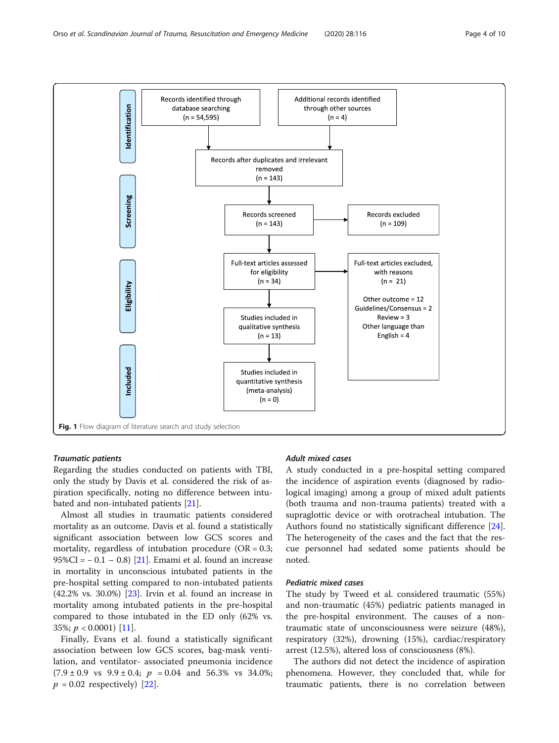**Identification**

- Records identified through database searching (n = 54,595)
- Additional records identified through other sources (n = 4)

Records after duplicates and irrelevant removed (n = 143)

**Screening**

- Records screened (n = 143)
- Records excluded (n = 109)

**Eligibility**

- Full-text articles assessed for eligibility (n = 34)
- Full-text articles excluded, with reasons (n = 21)
  - Other outcome = 12
  - Guidelines/Consensus = 2
  - Review = 3
  - Other language than English = 4
- Studies included in qualitative synthesis (n = 13)

**Included**

- Studies included in quantitative synthesis (meta-analysis) (n = 0)

**Fig. 1** Flow diagram of literature search and study selection

### *Traumatic patients*

Regarding the studies conducted on patients with TBI, only the study by Davis et al. considered the risk of aspiration specifically, noting no difference between intubated and non-intubated patients [21].

Almost all studies in traumatic patients considered mortality as an outcome. Davis et al. found a statistically significant association between low GCS scores and mortality, regardless of intubation procedure (OR = 0.3; 95%CI = − 0.1 − 0.8) [21]. Emami et al. found an increase in mortality in unconscious intubated patients in the pre-hospital setting compared to non-intubated patients (42.2% vs. 30.0%) [23]. Irvin et al. found an increase in mortality among intubated patients in the pre-hospital compared to those intubated in the ED only (62% vs. 35%; $p < 0.0001$) [11].

Finally, Evans et al. found a statistically significant association between low GCS scores, bag-mask ventilation, and ventilator- associated pneumonia incidence ($7.9 \pm 0.9$ vs $9.9 \pm 0.4$; $p = 0.04$ and 56.3% vs 34.0%; $p = 0.02$ respectively) [22].

### *Adult mixed cases*

A study conducted in a pre-hospital setting compared the incidence of aspiration events (diagnosed by radiological imaging) among a group of mixed adult patients (both trauma and non-trauma patients) treated with a supraglottic device or with orotracheal intubation. The Authors found no statistically significant difference [24]. The heterogeneity of the cases and the fact that the rescue personnel had sedated some patients should be noted.

### *Pediatric mixed cases*

The study by Tweed et al. considered traumatic (55%) and non-traumatic (45%) pediatric patients managed in the pre-hospital environment. The causes of a non-traumatic state of unconsciousness were seizure (48%), respiratory (32%), drowning (15%), cardiac/respiratory arrest (12.5%), altered loss of consciousness (8%).

The authors did not detect the incidence of aspiration phenomena. However, they concluded that, while for traumatic patients, there is no correlation between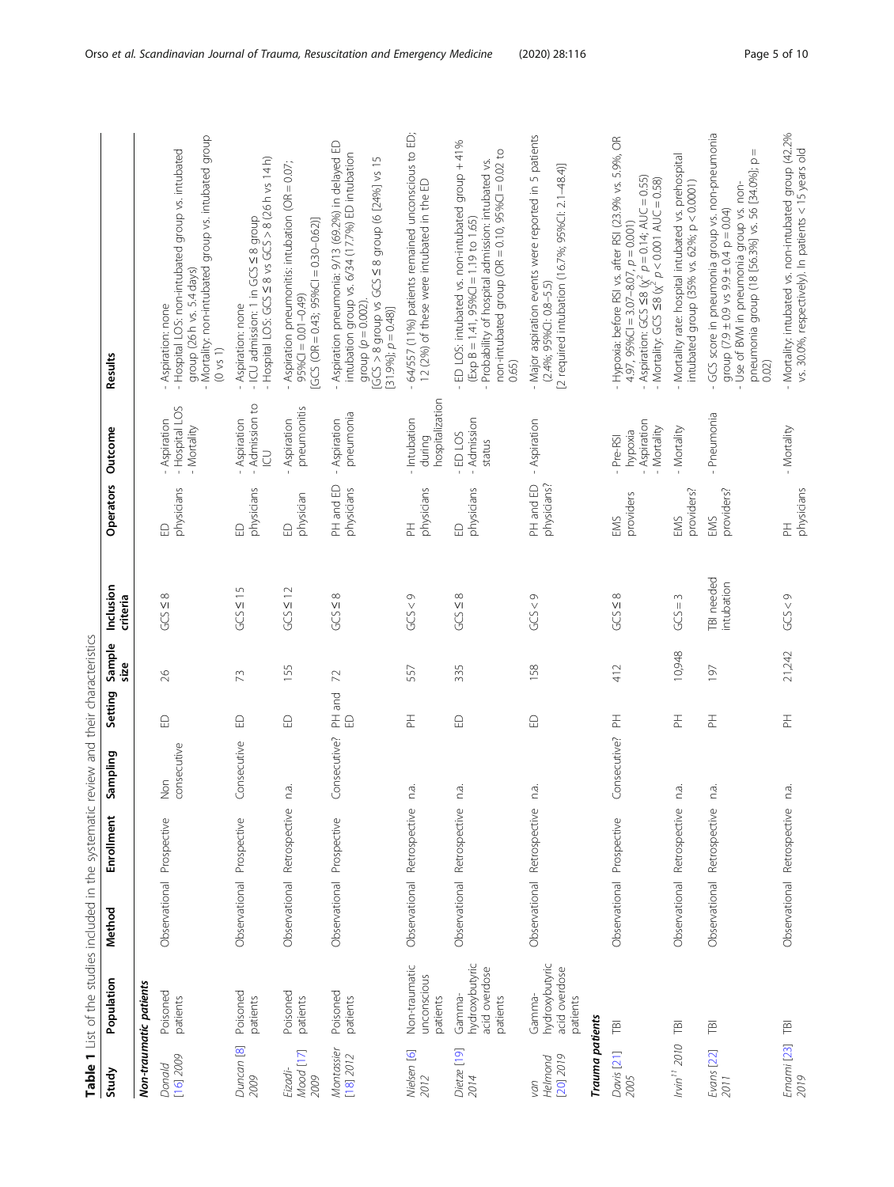**Table 1** List of the studies included in the systematic review and their characteristics

| Study | Population | Method | Enrollment | Sampling | Setting | Sample size | Inclusion criteria | Operators | Outcome | Results |
|---|---|---|---|---|---|---|---|---|---|---|
| ***Non-traumatic patients*** | | | | | | | | | | |
| *Donald* [16] 2009 | Poisoned patients | Observational | Prospective | Non consecutive | ED | 26 | GCS ≤ 8 | ED physicians | - Aspiration<br>- Hospital LOS<br>- Mortality | - Aspiration: none<br>- Hospital LOS: non-intubated group vs. intubated group (26 h vs. 5.4 days)<br>- Mortality: non-intubated group vs. intubated group (0 vs 1) |
| *Duncan* [8] 2009 | Poisoned patients | Observational | Prospective | Consecutive | ED | 73 | GCS ≤ 15 | ED physicians | - Aspiration<br>- Admission to ICU | - Aspiration: none<br>- ICU admission: 1 in GCS ≤ 8 group<br>- Hospital LOS: GCS ≤ 8 vs GCS > 8 (26 h vs 14 h) |
| *Eizadi-Mood* [17] 2009 | Poisoned patients | Observational | Retrospective | n.a. | ED | 155 | GCS ≤ 12 | ED physician | - Aspiration pneumonitis | - Aspiration pneumonitis: intubation (OR = 0.07; 95%CI = 0.01–0.49)<br>[GCS (OR = 0.43; 95%CI = 0.30–0.62)] |
| *Montassier* [18] 2012 | Poisoned patients | Observational | Prospective | Consecutive? | PH and ED | 72 | GCS ≤ 8 | PH and ED physicians | - Aspiration pneumonia | - Aspiration pneumonia: 9/13 (69.2%) in delayed ED intubation group vs. 6/34 (17.7%) ED intubation group ($p = 0.002$).<br>[GCS > 8 group vs GCS ≤ 8 group (6 [24%] vs 15 [31.9%]; $p = 0.48$)] |
| *Nielsen* [6] 2012 | Non-traumatic unconscious patients | Observational | Retrospective | n.a. | PH | 557 | GCS < 9 | PH physicians | - Intubation during hospitalization | - 64/557 (11%) patients remained unconscious to ED; 12 (2%) of these were intubated in the ED |
| *Dietze* [19] 2014 | Gamma-hydroxybutyric acid overdose patients | Observational | Retrospective | n.a. | ED | 335 | GCS ≤ 8 | ED physicians | - ED LOS<br>- Admission status | - ED LOS: intubated vs. non-intubated group + 41% (Exp B = 1.41, 95%CI = 1.19 to 1.65)<br>- Probability of hospital admission: intubated vs. non-intubated group (OR = 0.10, 95%CI = 0.02 to 0.65) |
| *van Helmond* [20] 2019 | Gamma-hydroxybutyric acid overdose patients | Observational | Retrospective | n.a. | ED | 158 | GCS < 9 | PH and ED physicians? | - Aspiration | - Major aspiration events were reported in 5 patients (2.4%; 95%CI: 0.8–5.5)<br>[2 required intubation (16.7%; 95%CI: 2.1–48.4)] |
| ***Trauma patients*** | | | | | | | | | | |
| *Davis* [21] 2005 | TBI | Observational | Prospective | Consecutive? | PH | 412 | GCS ≤ 8 | EMS providers | - Pre-RSI hypoxia<br>- Aspiration<br>- Mortality | - Hypoxia: before RSI vs. after RSI (23.9% vs. 5.9%, OR 4.97, 95%CI = 3.07–8.07, $p = 0.001$)<br>- Aspiration: GCS ≤8 ($\chi^2$ $p = 0.14$; AUC = 0.55)<br>- Mortality: GCS ≤8 ($\chi^2$ $p < 0.001$ AUC = 0.58) |
| *Irvin*[11] 2010 | TBI | Observational | Retrospective | n.a. | PH | 10,948 | GCS = 3 | EMS providers? | - Mortality | - Mortality rate: hospital intubated vs. prehospital intubated group (35% vs. 62%; $p < 0.0001$) |
| *Evans* [22] 2011 | TBI | Observational | Retrospective | n.a. | PH | 197 | TBI needed intubation | EMS providers? | - Pneumonia | - GCS score in pneumonia group vs. non-pneumonia group (7.9 ± 0.9 vs 9.9 ± 0.4 $p = 0.04$)<br>- Use of BVM in pneumonia group vs. non-pneumonia group (18 [56.3%] vs. 56 [34.0%]; $p = 0.02$) |
| *Emami* [23] 2019 | TBI | Observational | Retrospective | n.a. | PH | 21,242 | GCS < 9 | PH physicians | - Mortality | - Mortality: intubated vs. non-intubated group (42.2% vs. 30.0%, respectively). In patients < 15 years old |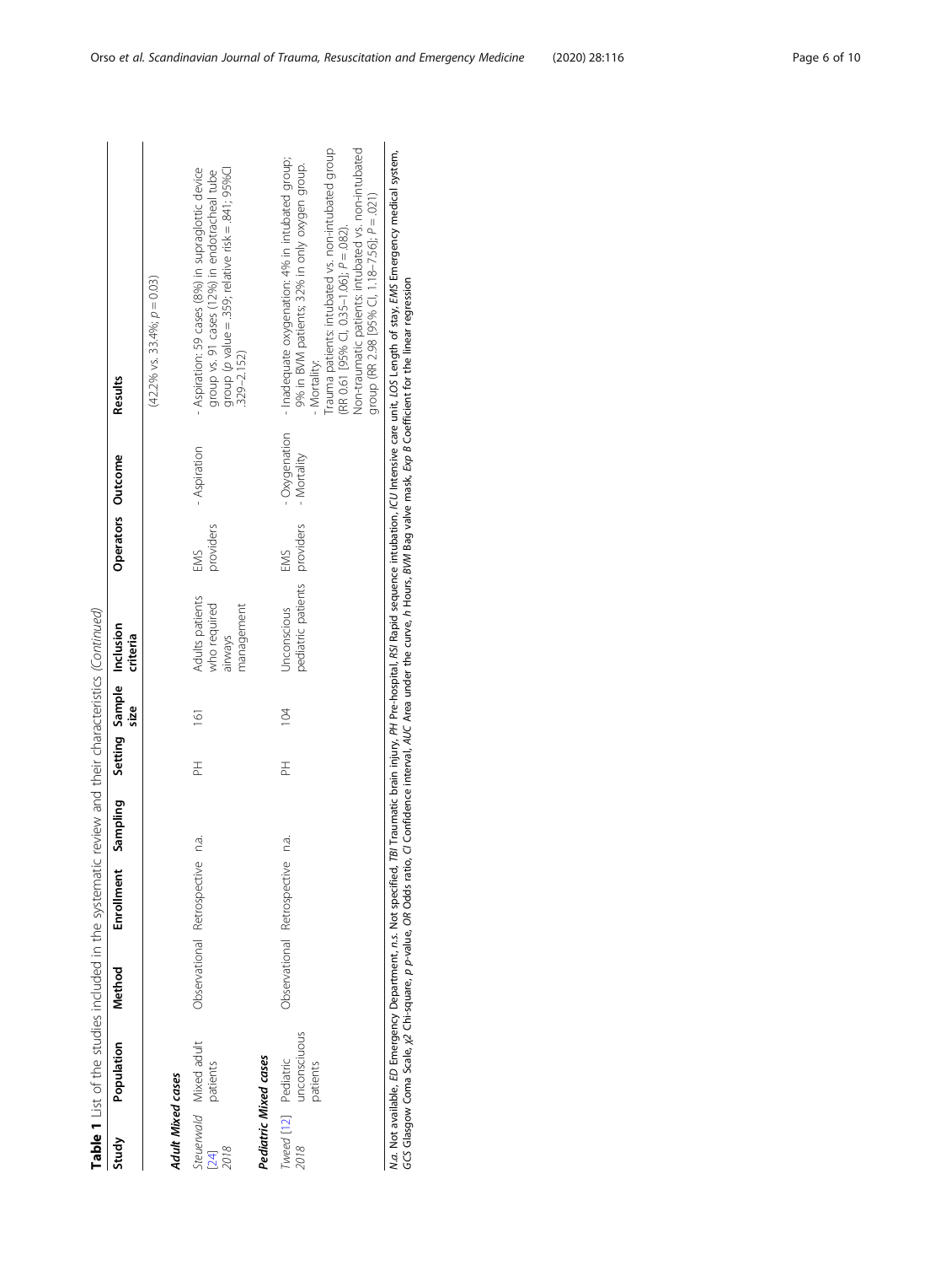**Table 1** List of the studies included in the systematic review and their characteristics *(Continued)*

| Study | Population | Method | Enrollment | Sampling | Setting | Sample size | Inclusion criteria | Operators | Outcome | Results |
|---|---|---|---|---|---|---|---|---|---|---|
| | | | | | | | | | | (42.2% vs. 33.4%; p = 0.03) |
| ***Adult Mixed cases*** | | | | | | | | | | |
| *Steuerwald [24] 2018* | Mixed adult patients | Observational | Retrospective | n.a. | PH | 161 | Adults patients who required airways management | EMS providers | - Aspiration | - Aspiration: 59 cases (8%) in supraglottic device group vs. 91 cases (12%) in endotracheal tube group (p value = .359; relative risk = .841; 95%CI .329–2.152) |
| ***Pediatric Mixed cases*** | | | | | | | | | | |
| *Tweed [12] 2018* | Pediatric unconsciuous patients | Observational | Retrospective | n.a. | PH | 104 | Unconscious pediatric patients | EMS providers | - Oxygenation<br>- Mortality | - Inadequate oxygenation: 4% in intubated group; 9% in BVM patients; 32% in only oxygen group.<br>- Mortality:<br>Trauma patients: intubated vs. non-intubated group (RR 0.61 [95% CI, 0.35–1.06]; P = .082).<br>Non-traumatic patients: intubated vs. non-intubated group (RR 2.98 [95% CI, 1.18–7.56]; P = .021) |

*N.a.* Not available, *ED* Emergency Department, *n.s.* Not specified, *TBI* Traumatic brain injury, *PH* Pre-hospital, *RSI* Rapid sequence intubation, *ICU* Intensive care unit, *LOS* Length of stay, *EMS* Emergency medical system, *GCS* Glasgow Coma Scale, *χ2* Chi-square, *p* p-value, *OR* Odds ratio, *CI* Confidence interval, *AUC* Area under the curve, *h* Hours, *BVM* Bag valve mask, *Exp B* Coefficient for the linear regression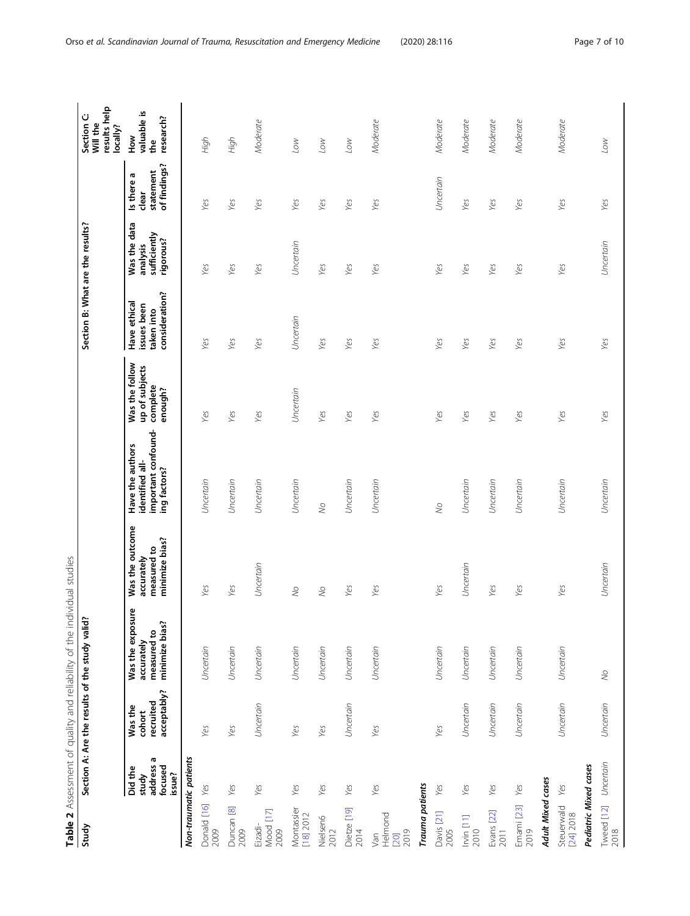**Table 2** Assessment of quality and reliability of the individual studies

| Study | Section A: Are the results of the study valid? | | | | | | Section B: What are the results? | | | Section C: Will the results help locally? |
|---|---|---|---|---|---|---|---|---|---|---|
| | Did the study address a focused issue? | Was the cohort recruited acceptably? | Was the exposure accurately measured to minimize bias? | Was the outcome accurately measured to minimize bias? | Have the authors identified all-important confounding factors? | Was the follow up of subjects complete enough? | Have ethical issues been taken into consideration? | Was the data analysis sufficiently rigorous? | Is there a clear statement of findings? | How valuable is the research? |
| ***Non-traumatic patients*** | | | | | | | | | | |
| Donald [16] 2009 | *Yes* | *Yes* | *Uncertain* | *Yes* | *Uncertain* | *Yes* | *Yes* | *Yes* | *Yes* | *High* |
| Duncan [8] 2009 | *Yes* | *Yes* | *Uncertain* | *Yes* | *Uncertain* | *Yes* | *Yes* | *Yes* | *Yes* | *High* |
| Eizadi-Mood [17] 2009 | *Yes* | *Uncertain* | *Uncertain* | *Uncertain* | *Uncertain* | *Yes* | *Yes* | *Yes* | *Yes* | *Moderate* |
| Montassier [18] 2012 | *Yes* | *Yes* | *Uncertain* | *No* | *Uncertain* | *Uncertain* | *Uncertain* | *Uncertain* | *Yes* | *Low* |
| Nielsen6 2012 | *Yes* | *Yes* | *Uncertain* | *No* | *No* | *Yes* | *Yes* | *Yes* | *Yes* | *Low* |
| Dietze [19] 2014 | *Yes* | *Uncertain* | *Uncertain* | *Yes* | *Uncertain* | *Yes* | *Yes* | *Yes* | *Yes* | *Low* |
| Van Helmond [20] 2019 | *Yes* | *Yes* | *Uncertain* | *Yes* | *Uncertain* | *Yes* | *Yes* | *Yes* | *Yes* | *Moderate* |
| ***Trauma patients*** | | | | | | | | | | |
| Davis [21] 2005 | *Yes* | *Yes* | *Uncertain* | *Yes* | *No* | *Yes* | *Yes* | *Yes* | *Uncertain* | *Moderate* |
| Irvin [11] 2010 | *Yes* | *Uncertain* | *Uncertain* | *Uncertain* | *Uncertain* | *Yes* | *Yes* | *Yes* | *Yes* | *Moderate* |
| Evans [22] 2011 | *Yes* | *Uncertain* | *Uncertain* | *Yes* | *Uncertain* | *Yes* | *Yes* | *Yes* | *Yes* | *Moderate* |
| Emami [23] 2019 | *Yes* | *Uncertain* | *Uncertain* | *Yes* | *Uncertain* | *Yes* | *Yes* | *Yes* | *Yes* | *Moderate* |
| ***Adult Mixed cases*** | | | | | | | | | | |
| Steuerwald [24] 2018 | *Yes* | *Uncertain* | *Uncertain* | *Yes* | *Uncertain* | *Yes* | *Yes* | *Yes* | *Yes* | *Moderate* |
| ***Pediatric Mixed cases*** | | | | | | | | | | |
| Tweed [12] 2018 | *Uncertain* | *Uncertain* | *No* | *Uncertain* | *Uncertain* | *Yes* | *Yes* | *Uncertain* | *Yes* | *Low* |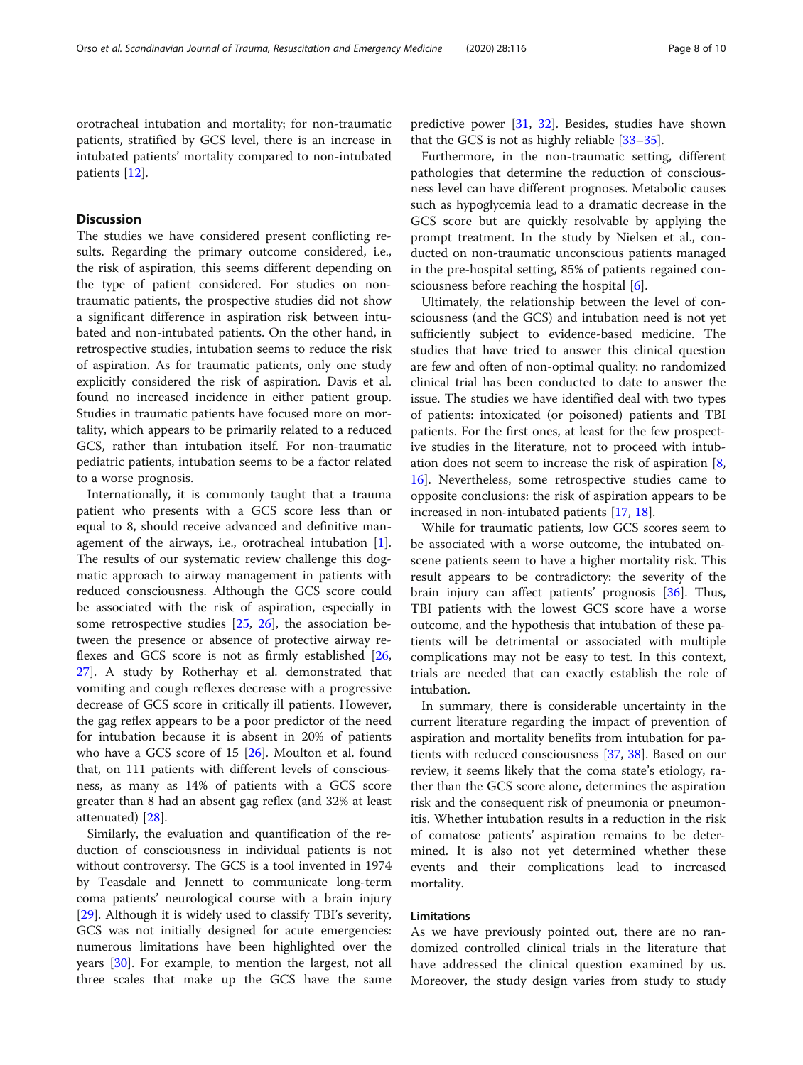orotracheal intubation and mortality; for non-traumatic patients, stratified by GCS level, there is an increase in intubated patients' mortality compared to non-intubated patients [12].

## Discussion

The studies we have considered present conflicting results. Regarding the primary outcome considered, i.e., the risk of aspiration, this seems different depending on the type of patient considered. For studies on non-traumatic patients, the prospective studies did not show a significant difference in aspiration risk between intubated and non-intubated patients. On the other hand, in retrospective studies, intubation seems to reduce the risk of aspiration. As for traumatic patients, only one study explicitly considered the risk of aspiration. Davis et al. found no increased incidence in either patient group. Studies in traumatic patients have focused more on mortality, which appears to be primarily related to a reduced GCS, rather than intubation itself. For non-traumatic pediatric patients, intubation seems to be a factor related to a worse prognosis.

Internationally, it is commonly taught that a trauma patient who presents with a GCS score less than or equal to 8, should receive advanced and definitive management of the airways, i.e., orotracheal intubation [1]. The results of our systematic review challenge this dogmatic approach to airway management in patients with reduced consciousness. Although the GCS score could be associated with the risk of aspiration, especially in some retrospective studies [25, 26], the association between the presence or absence of protective airway reflexes and GCS score is not as firmly established [26, 27]. A study by Rotherhay et al. demonstrated that vomiting and cough reflexes decrease with a progressive decrease of GCS score in critically ill patients. However, the gag reflex appears to be a poor predictor of the need for intubation because it is absent in 20% of patients who have a GCS score of 15 [26]. Moulton et al. found that, on 111 patients with different levels of consciousness, as many as 14% of patients with a GCS score greater than 8 had an absent gag reflex (and 32% at least attenuated) [28].

Similarly, the evaluation and quantification of the reduction of consciousness in individual patients is not without controversy. The GCS is a tool invented in 1974 by Teasdale and Jennett to communicate long-term coma patients' neurological course with a brain injury [29]. Although it is widely used to classify TBI's severity, GCS was not initially designed for acute emergencies: numerous limitations have been highlighted over the years [30]. For example, to mention the largest, not all three scales that make up the GCS have the same predictive power [31, 32]. Besides, studies have shown that the GCS is not as highly reliable [33–35].

Furthermore, in the non-traumatic setting, different pathologies that determine the reduction of consciousness level can have different prognoses. Metabolic causes such as hypoglycemia lead to a dramatic decrease in the GCS score but are quickly resolvable by applying the prompt treatment. In the study by Nielsen et al., conducted on non-traumatic unconscious patients managed in the pre-hospital setting, 85% of patients regained consciousness before reaching the hospital [6].

Ultimately, the relationship between the level of consciousness (and the GCS) and intubation need is not yet sufficiently subject to evidence-based medicine. The studies that have tried to answer this clinical question are few and often of non-optimal quality: no randomized clinical trial has been conducted to date to answer the issue. The studies we have identified deal with two types of patients: intoxicated (or poisoned) patients and TBI patients. For the first ones, at least for the few prospective studies in the literature, not to proceed with intubation does not seem to increase the risk of aspiration [8, 16]. Nevertheless, some retrospective studies came to opposite conclusions: the risk of aspiration appears to be increased in non-intubated patients [17, 18].

While for traumatic patients, low GCS scores seem to be associated with a worse outcome, the intubated on-scene patients seem to have a higher mortality risk. This result appears to be contradictory: the severity of the brain injury can affect patients' prognosis [36]. Thus, TBI patients with the lowest GCS score have a worse outcome, and the hypothesis that intubation of these patients will be detrimental or associated with multiple complications may not be easy to test. In this context, trials are needed that can exactly establish the role of intubation.

In summary, there is considerable uncertainty in the current literature regarding the impact of prevention of aspiration and mortality benefits from intubation for patients with reduced consciousness [37, 38]. Based on our review, it seems likely that the coma state's etiology, rather than the GCS score alone, determines the aspiration risk and the consequent risk of pneumonia or pneumonitis. Whether intubation results in a reduction in the risk of comatose patients' aspiration remains to be determined. It is also not yet determined whether these events and their complications lead to increased mortality.

### Limitations

As we have previously pointed out, there are no randomized controlled clinical trials in the literature that have addressed the clinical question examined by us. Moreover, the study design varies from study to study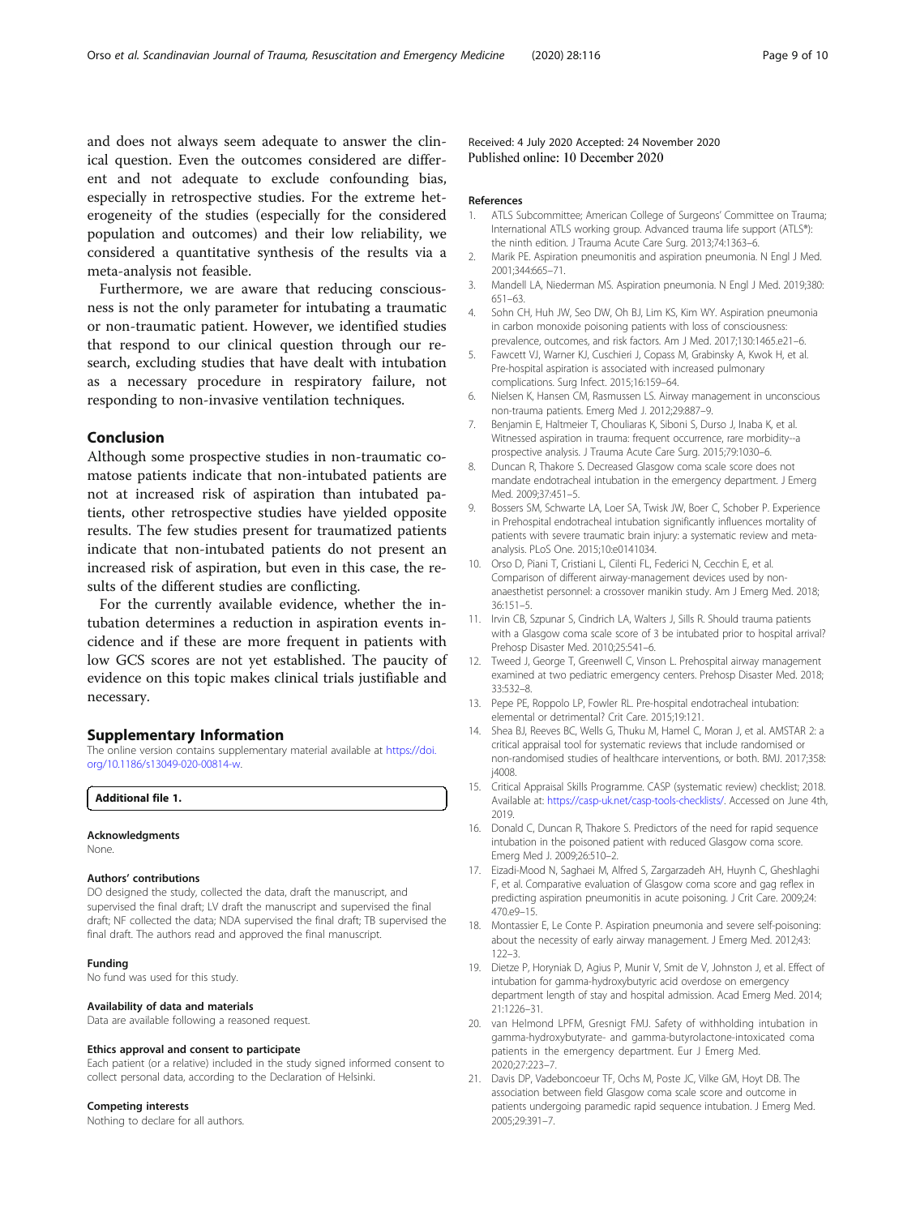and does not always seem adequate to answer the clinical question. Even the outcomes considered are different and not adequate to exclude confounding bias, especially in retrospective studies. For the extreme heterogeneity of the studies (especially for the considered population and outcomes) and their low reliability, we considered a quantitative synthesis of the results via a meta-analysis not feasible.

Furthermore, we are aware that reducing consciousness is not the only parameter for intubating a traumatic or non-traumatic patient. However, we identified studies that respond to our clinical question through our research, excluding studies that have dealt with intubation as a necessary procedure in respiratory failure, not responding to non-invasive ventilation techniques.

## Conclusion

Although some prospective studies in non-traumatic comatose patients indicate that non-intubated patients are not at increased risk of aspiration than intubated patients, other retrospective studies have yielded opposite results. The few studies present for traumatized patients indicate that non-intubated patients do not present an increased risk of aspiration, but even in this case, the results of the different studies are conflicting.

For the currently available evidence, whether the intubation determines a reduction in aspiration events incidence and if these are more frequent in patients with low GCS scores are not yet established. The paucity of evidence on this topic makes clinical trials justifiable and necessary.

## Supplementary Information

The online version contains supplementary material available at https://doi.org/10.1186/s13049-020-00814-w.

**Additional file 1.**

#### Acknowledgments

None.

#### Authors' contributions

DO designed the study, collected the data, draft the manuscript, and supervised the final draft; LV draft the manuscript and supervised the final draft; NF collected the data; NDA supervised the final draft; TB supervised the final draft. The authors read and approved the final manuscript.

#### Funding

No fund was used for this study.

#### Availability of data and materials

Data are available following a reasoned request.

#### Ethics approval and consent to participate

Each patient (or a relative) included in the study signed informed consent to collect personal data, according to the Declaration of Helsinki.

#### Competing interests

Nothing to declare for all authors.

Received: 4 July 2020 Accepted: 24 November 2020
Published online: 10 December 2020

## References

1. ATLS Subcommittee; American College of Surgeons' Committee on Trauma; International ATLS working group. Advanced trauma life support (ATLS®): the ninth edition. J Trauma Acute Care Surg. 2013;74:1363–6.
2. Marik PE. Aspiration pneumonitis and aspiration pneumonia. N Engl J Med. 2001;344:665–71.
3. Mandell LA, Niederman MS. Aspiration pneumonia. N Engl J Med. 2019;380:651–63.
4. Sohn CH, Huh JW, Seo DW, Oh BJ, Lim KS, Kim WY. Aspiration pneumonia in carbon monoxide poisoning patients with loss of consciousness: prevalence, outcomes, and risk factors. Am J Med. 2017;130:1465.e21–6.
5. Fawcett VJ, Warner KJ, Cuschieri J, Copass M, Grabinsky A, Kwok H, et al. Pre-hospital aspiration is associated with increased pulmonary complications. Surg Infect. 2015;16:159–64.
6. Nielsen K, Hansen CM, Rasmussen LS. Airway management in unconscious non-trauma patients. Emerg Med J. 2012;29:887–9.
7. Benjamin E, Haltmeier T, Chouliaras K, Siboni S, Durso J, Inaba K, et al. Witnessed aspiration in trauma: frequent occurrence, rare morbidity--a prospective analysis. J Trauma Acute Care Surg. 2015;79:1030–6.
8. Duncan R, Thakore S. Decreased Glasgow coma scale score does not mandate endotracheal intubation in the emergency department. J Emerg Med. 2009;37:451–5.
9. Bossers SM, Schwarte LA, Loer SA, Twisk JW, Boer C, Schober P. Experience in Prehospital endotracheal intubation significantly influences mortality of patients with severe traumatic brain injury: a systematic review and meta-analysis. PLoS One. 2015;10:e0141034.
10. Orso D, Piani T, Cristiani L, Cilenti FL, Federici N, Cecchin E, et al. Comparison of different airway-management devices used by non-anaesthetist personnel: a crossover manikin study. Am J Emerg Med. 2018;36:151–5.
11. Irvin CB, Szpunar S, Cindrich LA, Walters J, Sills R. Should trauma patients with a Glasgow coma scale score of 3 be intubated prior to hospital arrival? Prehosp Disaster Med. 2010;25:541–6.
12. Tweed J, George T, Greenwell C, Vinson L. Prehospital airway management examined at two pediatric emergency centers. Prehosp Disaster Med. 2018;33:532–8.
13. Pepe PE, Roppolo LP, Fowler RL. Pre-hospital endotracheal intubation: elemental or detrimental? Crit Care. 2015;19:121.
14. Shea BJ, Reeves BC, Wells G, Thuku M, Hamel C, Moran J, et al. AMSTAR 2: a critical appraisal tool for systematic reviews that include randomised or non-randomised studies of healthcare interventions, or both. BMJ. 2017;358:j4008.
15. Critical Appraisal Skills Programme. CASP (systematic review) checklist; 2018. Available at: https://casp-uk.net/casp-tools-checklists/. Accessed on June 4th, 2019.
16. Donald C, Duncan R, Thakore S. Predictors of the need for rapid sequence intubation in the poisoned patient with reduced Glasgow coma score. Emerg Med J. 2009;26:510–2.
17. Eizadi-Mood N, Saghaei M, Alfred S, Zargarzadeh AH, Huynh C, Gheshlaghi F, et al. Comparative evaluation of Glasgow coma score and gag reflex in predicting aspiration pneumonitis in acute poisoning. J Crit Care. 2009;24:470.e9–15.
18. Montassier E, Le Conte P. Aspiration pneumonia and severe self-poisoning: about the necessity of early airway management. J Emerg Med. 2012;43:122–3.
19. Dietze P, Horyniak D, Agius P, Munir V, Smit de V, Johnston J, et al. Effect of intubation for gamma-hydroxybutyric acid overdose on emergency department length of stay and hospital admission. Acad Emerg Med. 2014;21:1226–31.
20. van Helmond LPFM, Gresnigt FMJ. Safety of withholding intubation in gamma-hydroxybutyrate- and gamma-butyrolactone-intoxicated coma patients in the emergency department. Eur J Emerg Med. 2020;27:223–7.
21. Davis DP, Vadeboncoeur TF, Ochs M, Poste JC, Vilke GM, Hoyt DB. The association between field Glasgow coma scale score and outcome in patients undergoing paramedic rapid sequence intubation. J Emerg Med. 2005;29:391–7.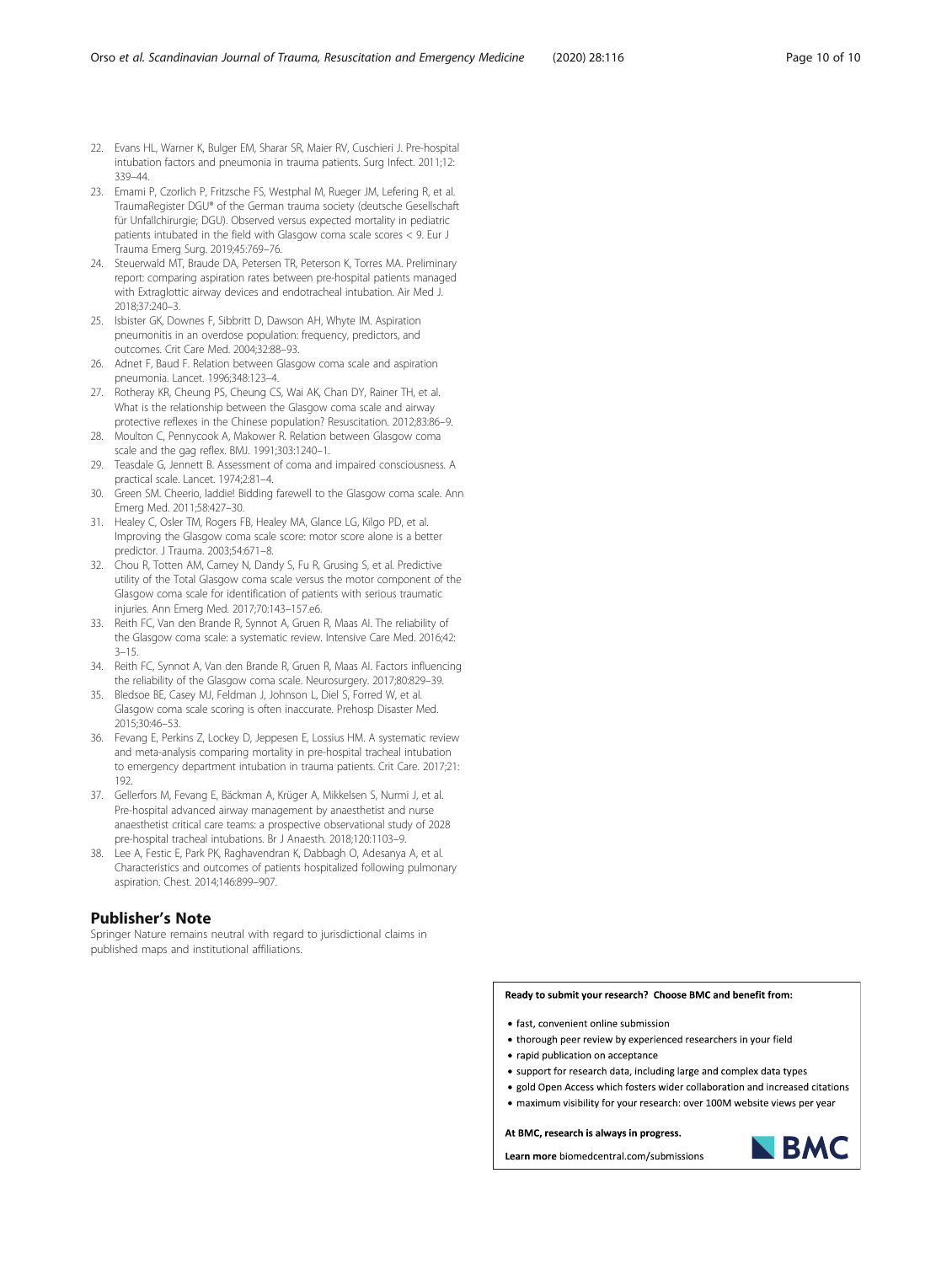22. Evans HL, Warner K, Bulger EM, Sharar SR, Maier RV, Cuschieri J. Pre-hospital intubation factors and pneumonia in trauma patients. Surg Infect. 2011;12: 339–44.
23. Emami P, Czorlich P, Fritzsche FS, Westphal M, Rueger JM, Lefering R, et al. TraumaRegister DGU® of the German trauma society (deutsche Gesellschaft für Unfallchirurgie; DGU). Observed versus expected mortality in pediatric patients intubated in the field with Glasgow coma scale scores < 9. Eur J Trauma Emerg Surg. 2019;45:769–76.
24. Steuerwald MT, Braude DA, Petersen TR, Peterson K, Torres MA. Preliminary report: comparing aspiration rates between pre-hospital patients managed with Extraglottic airway devices and endotracheal intubation. Air Med J. 2018;37:240–3.
25. Isbister GK, Downes F, Sibbritt D, Dawson AH, Whyte IM. Aspiration pneumonitis in an overdose population: frequency, predictors, and outcomes. Crit Care Med. 2004;32:88–93.
26. Adnet F, Baud F. Relation between Glasgow coma scale and aspiration pneumonia. Lancet. 1996;348:123–4.
27. Rotheray KR, Cheung PS, Cheung CS, Wai AK, Chan DY, Rainer TH, et al. What is the relationship between the Glasgow coma scale and airway protective reflexes in the Chinese population? Resuscitation. 2012;83:86–9.
28. Moulton C, Pennycook A, Makower R. Relation between Glasgow coma scale and the gag reflex. BMJ. 1991;303:1240–1.
29. Teasdale G, Jennett B. Assessment of coma and impaired consciousness. A practical scale. Lancet. 1974;2:81–4.
30. Green SM. Cheerio, laddie! Bidding farewell to the Glasgow coma scale. Ann Emerg Med. 2011;58:427–30.
31. Healey C, Osler TM, Rogers FB, Healey MA, Glance LG, Kilgo PD, et al. Improving the Glasgow coma scale score: motor score alone is a better predictor. J Trauma. 2003;54:671–8.
32. Chou R, Totten AM, Carney N, Dandy S, Fu R, Grusing S, et al. Predictive utility of the Total Glasgow coma scale versus the motor component of the Glasgow coma scale for identification of patients with serious traumatic injuries. Ann Emerg Med. 2017;70:143–157.e6.
33. Reith FC, Van den Brande R, Synnot A, Gruen R, Maas AI. The reliability of the Glasgow coma scale: a systematic review. Intensive Care Med. 2016;42: 3–15.
34. Reith FC, Synnot A, Van den Brande R, Gruen R, Maas AI. Factors influencing the reliability of the Glasgow coma scale. Neurosurgery. 2017;80:829–39.
35. Bledsoe BE, Casey MJ, Feldman J, Johnson L, Diel S, Forred W, et al. Glasgow coma scale scoring is often inaccurate. Prehosp Disaster Med. 2015;30:46–53.
36. Fevang E, Perkins Z, Lockey D, Jeppesen E, Lossius HM. A systematic review and meta-analysis comparing mortality in pre-hospital tracheal intubation to emergency department intubation in trauma patients. Crit Care. 2017;21: 192.
37. Gellerfors M, Fevang E, Bäckman A, Krüger A, Mikkelsen S, Nurmi J, et al. Pre-hospital advanced airway management by anaesthetist and nurse anaesthetist critical care teams: a prospective observational study of 2028 pre-hospital tracheal intubations. Br J Anaesth. 2018;120:1103–9.
38. Lee A, Festic E, Park PK, Raghavendran K, Dabbagh O, Adesanya A, et al. Characteristics and outcomes of patients hospitalized following pulmonary aspiration. Chest. 2014;146:899–907.

## Publisher's Note

Springer Nature remains neutral with regard to jurisdictional claims in published maps and institutional affiliations.

**Ready to submit your research? Choose BMC and benefit from:**

- fast, convenient online submission
- thorough peer review by experienced researchers in your field
- rapid publication on acceptance
- support for research data, including large and complex data types
- gold Open Access which fosters wider collaboration and increased citations
- maximum visibility for your research: over 100M website views per year

**At BMC, research is always in progress.**

**Learn more** biomedcentral.com/submissions

BMC